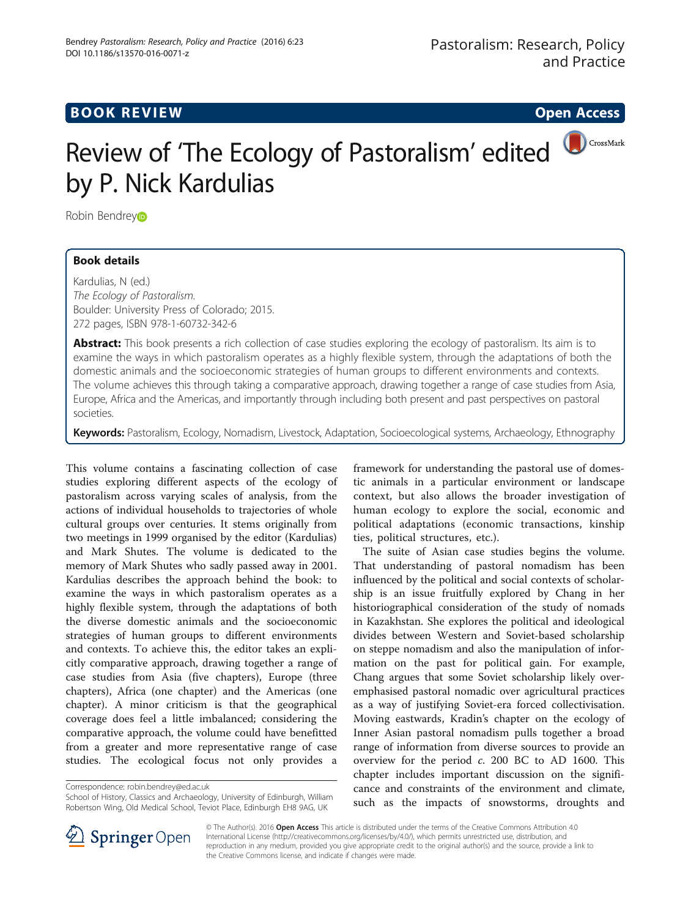**BOOK REVIEW** **Open Access**

# Review of 'The Ecology of Pastoralism' edited by P. Nick Kardulias

Robin Bendrey

## Book details

Kardulias, N (ed.)
*The Ecology of Pastoralism.*
Boulder: University Press of Colorado; 2015.
272 pages, ISBN 978-1-60732-342-6

**Abstract:** This book presents a rich collection of case studies exploring the ecology of pastoralism. Its aim is to examine the ways in which pastoralism operates as a highly flexible system, through the adaptations of both the domestic animals and the socioeconomic strategies of human groups to different environments and contexts. The volume achieves this through taking a comparative approach, drawing together a range of case studies from Asia, Europe, Africa and the Americas, and importantly through including both present and past perspectives on pastoral societies.

**Keywords:** Pastoralism, Ecology, Nomadism, Livestock, Adaptation, Socioecological systems, Archaeology, Ethnography

This volume contains a fascinating collection of case studies exploring different aspects of the ecology of pastoralism across varying scales of analysis, from the actions of individual households to trajectories of whole cultural groups over centuries. It stems originally from two meetings in 1999 organised by the editor (Kardulias) and Mark Shutes. The volume is dedicated to the memory of Mark Shutes who sadly passed away in 2001. Kardulias describes the approach behind the book: to examine the ways in which pastoralism operates as a highly flexible system, through the adaptations of both the diverse domestic animals and the socioeconomic strategies of human groups to different environments and contexts. To achieve this, the editor takes an explicitly comparative approach, drawing together a range of case studies from Asia (five chapters), Europe (three chapters), Africa (one chapter) and the Americas (one chapter). A minor criticism is that the geographical coverage does feel a little imbalanced; considering the comparative approach, the volume could have benefitted from a greater and more representative range of case studies. The ecological focus not only provides a framework for understanding the pastoral use of domestic animals in a particular environment or landscape context, but also allows the broader investigation of human ecology to explore the social, economic and political adaptations (economic transactions, kinship ties, political structures, etc.).

The suite of Asian case studies begins the volume. That understanding of pastoral nomadism has been influenced by the political and social contexts of scholarship is an issue fruitfully explored by Chang in her historiographical consideration of the study of nomads in Kazakhstan. She explores the political and ideological divides between Western and Soviet-based scholarship on steppe nomadism and also the manipulation of information on the past for political gain. For example, Chang argues that some Soviet scholarship likely over-emphasised pastoral nomadic over agricultural practices as a way of justifying Soviet-era forced collectivisation. Moving eastwards, Kradin's chapter on the ecology of Inner Asian pastoral nomadism pulls together a broad range of information from diverse sources to provide an overview for the period *c.* 200 BC to AD 1600. This chapter includes important discussion on the significance and constraints of the environment and climate, such as the impacts of snowstorms, droughts and

Correspondence: robin.bendrey@ed.ac.uk
School of History, Classics and Archaeology, University of Edinburgh, William Robertson Wing, Old Medical School, Teviot Place, Edinburgh EH8 9AG, UK

© The Author(s). 2016 **Open Access** This article is distributed under the terms of the Creative Commons Attribution 4.0 International License (http://creativecommons.org/licenses/by/4.0/), which permits unrestricted use, distribution, and reproduction in any medium, provided you give appropriate credit to the original author(s) and the source, provide a link to the Creative Commons license, and indicate if changes were made.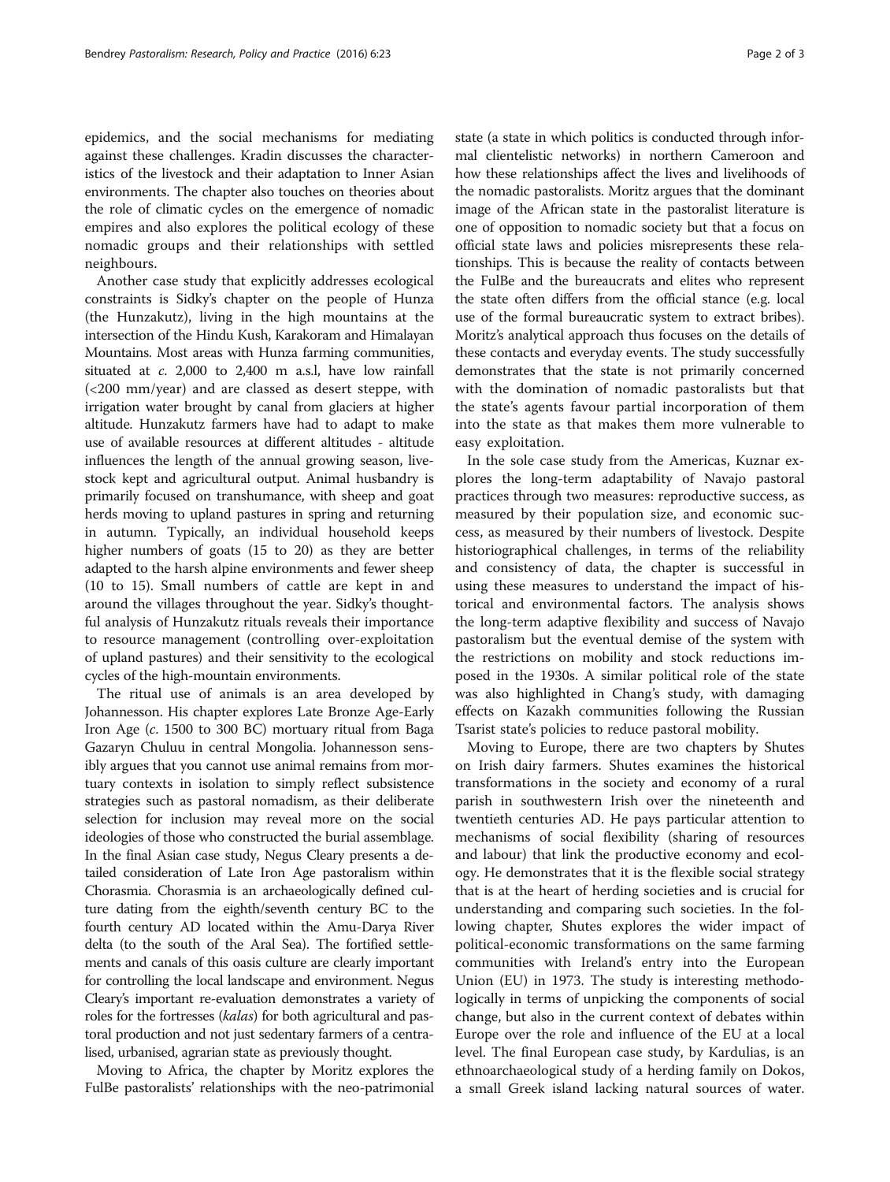epidemics, and the social mechanisms for mediating against these challenges. Kradin discusses the characteristics of the livestock and their adaptation to Inner Asian environments. The chapter also touches on theories about the role of climatic cycles on the emergence of nomadic empires and also explores the political ecology of these nomadic groups and their relationships with settled neighbours.

Another case study that explicitly addresses ecological constraints is Sidky's chapter on the people of Hunza (the Hunzakutz), living in the high mountains at the intersection of the Hindu Kush, Karakoram and Himalayan Mountains. Most areas with Hunza farming communities, situated at *c.* 2,000 to 2,400 m a.s.l, have low rainfall (<200 mm/year) and are classed as desert steppe, with irrigation water brought by canal from glaciers at higher altitude. Hunzakutz farmers have had to adapt to make use of available resources at different altitudes - altitude influences the length of the annual growing season, livestock kept and agricultural output. Animal husbandry is primarily focused on transhumance, with sheep and goat herds moving to upland pastures in spring and returning in autumn. Typically, an individual household keeps higher numbers of goats (15 to 20) as they are better adapted to the harsh alpine environments and fewer sheep (10 to 15). Small numbers of cattle are kept in and around the villages throughout the year. Sidky's thoughtful analysis of Hunzakutz rituals reveals their importance to resource management (controlling over-exploitation of upland pastures) and their sensitivity to the ecological cycles of the high-mountain environments.

The ritual use of animals is an area developed by Johannesson. His chapter explores Late Bronze Age-Early Iron Age (*c.* 1500 to 300 BC) mortuary ritual from Baga Gazaryn Chuluu in central Mongolia. Johannesson sensibly argues that you cannot use animal remains from mortuary contexts in isolation to simply reflect subsistence strategies such as pastoral nomadism, as their deliberate selection for inclusion may reveal more on the social ideologies of those who constructed the burial assemblage. In the final Asian case study, Negus Cleary presents a detailed consideration of Late Iron Age pastoralism within Chorasmia. Chorasmia is an archaeologically defined culture dating from the eighth/seventh century BC to the fourth century AD located within the Amu-Darya River delta (to the south of the Aral Sea). The fortified settlements and canals of this oasis culture are clearly important for controlling the local landscape and environment. Negus Cleary's important re-evaluation demonstrates a variety of roles for the fortresses (*kalas*) for both agricultural and pastoral production and not just sedentary farmers of a centralised, urbanised, agrarian state as previously thought.

Moving to Africa, the chapter by Moritz explores the FulBe pastoralists' relationships with the neo-patrimonial state (a state in which politics is conducted through informal clientelistic networks) in northern Cameroon and how these relationships affect the lives and livelihoods of the nomadic pastoralists. Moritz argues that the dominant image of the African state in the pastoralist literature is one of opposition to nomadic society but that a focus on official state laws and policies misrepresents these relationships. This is because the reality of contacts between the FulBe and the bureaucrats and elites who represent the state often differs from the official stance (e.g. local use of the formal bureaucratic system to extract bribes). Moritz's analytical approach thus focuses on the details of these contacts and everyday events. The study successfully demonstrates that the state is not primarily concerned with the domination of nomadic pastoralists but that the state's agents favour partial incorporation of them into the state as that makes them more vulnerable to easy exploitation.

In the sole case study from the Americas, Kuznar explores the long-term adaptability of Navajo pastoral practices through two measures: reproductive success, as measured by their population size, and economic success, as measured by their numbers of livestock. Despite historiographical challenges, in terms of the reliability and consistency of data, the chapter is successful in using these measures to understand the impact of historical and environmental factors. The analysis shows the long-term adaptive flexibility and success of Navajo pastoralism but the eventual demise of the system with the restrictions on mobility and stock reductions imposed in the 1930s. A similar political role of the state was also highlighted in Chang's study, with damaging effects on Kazakh communities following the Russian Tsarist state's policies to reduce pastoral mobility.

Moving to Europe, there are two chapters by Shutes on Irish dairy farmers. Shutes examines the historical transformations in the society and economy of a rural parish in southwestern Irish over the nineteenth and twentieth centuries AD. He pays particular attention to mechanisms of social flexibility (sharing of resources and labour) that link the productive economy and ecology. He demonstrates that it is the flexible social strategy that is at the heart of herding societies and is crucial for understanding and comparing such societies. In the following chapter, Shutes explores the wider impact of political-economic transformations on the same farming communities with Ireland's entry into the European Union (EU) in 1973. The study is interesting methodologically in terms of unpicking the components of social change, but also in the current context of debates within Europe over the role and influence of the EU at a local level. The final European case study, by Kardulias, is an ethnoarchaeological study of a herding family on Dokos, a small Greek island lacking natural sources of water.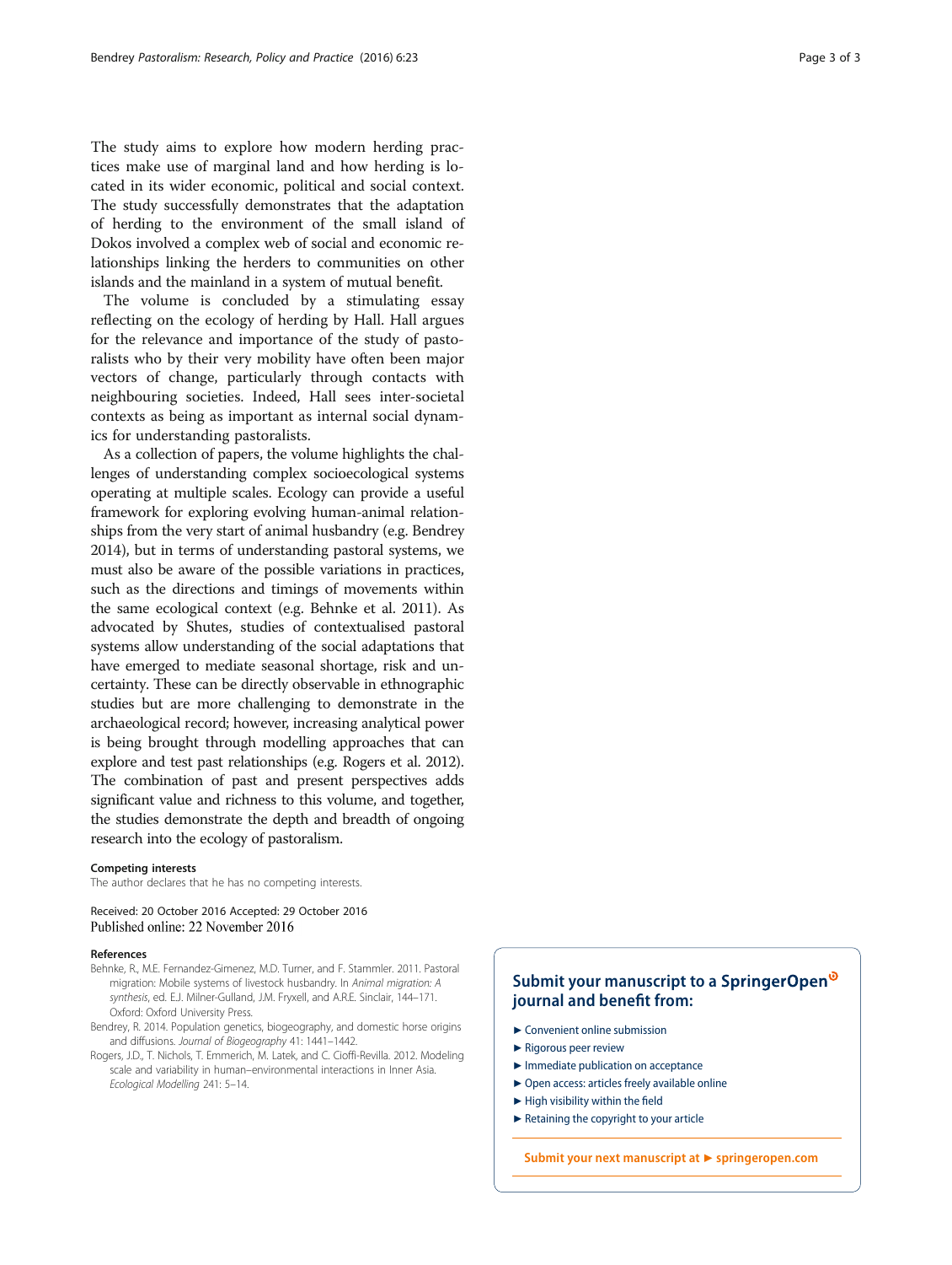The study aims to explore how modern herding practices make use of marginal land and how herding is located in its wider economic, political and social context. The study successfully demonstrates that the adaptation of herding to the environment of the small island of Dokos involved a complex web of social and economic relationships linking the herders to communities on other islands and the mainland in a system of mutual benefit.

The volume is concluded by a stimulating essay reflecting on the ecology of herding by Hall. Hall argues for the relevance and importance of the study of pastoralists who by their very mobility have often been major vectors of change, particularly through contacts with neighbouring societies. Indeed, Hall sees inter-societal contexts as being as important as internal social dynamics for understanding pastoralists.

As a collection of papers, the volume highlights the challenges of understanding complex socioecological systems operating at multiple scales. Ecology can provide a useful framework for exploring evolving human-animal relationships from the very start of animal husbandry (e.g. Bendrey 2014), but in terms of understanding pastoral systems, we must also be aware of the possible variations in practices, such as the directions and timings of movements within the same ecological context (e.g. Behnke et al. 2011). As advocated by Shutes, studies of contextualised pastoral systems allow understanding of the social adaptations that have emerged to mediate seasonal shortage, risk and uncertainty. These can be directly observable in ethnographic studies but are more challenging to demonstrate in the archaeological record; however, increasing analytical power is being brought through modelling approaches that can explore and test past relationships (e.g. Rogers et al. 2012). The combination of past and present perspectives adds significant value and richness to this volume, and together, the studies demonstrate the depth and breadth of ongoing research into the ecology of pastoralism.

#### Competing interests

The author declares that he has no competing interests.

Received: 20 October 2016 Accepted: 29 October 2016
Published online: 22 November 2016

#### References

- Behnke, R., M.E. Fernandez-Gimenez, M.D. Turner, and F. Stammler. 2011. Pastoral migration: Mobile systems of livestock husbandry. In *Animal migration: A synthesis*, ed. E.J. Milner-Gulland, J.M. Fryxell, and A.R.E. Sinclair, 144–171. Oxford: Oxford University Press.
- Bendrey, R. 2014. Population genetics, biogeography, and domestic horse origins and diffusions. *Journal of Biogeography* 41: 1441–1442.
- Rogers, J.D., T. Nichols, T. Emmerich, M. Latek, and C. Cioffi-Revilla. 2012. Modeling scale and variability in human–environmental interactions in Inner Asia. *Ecological Modelling* 241: 5–14.

**Submit your manuscript to a SpringerOpen journal and benefit from:**

- ► Convenient online submission
- ► Rigorous peer review
- ► Immediate publication on acceptance
- ► Open access: articles freely available online
- ► High visibility within the field
- ► Retaining the copyright to your article

**Submit your next manuscript at ► springeropen.com**